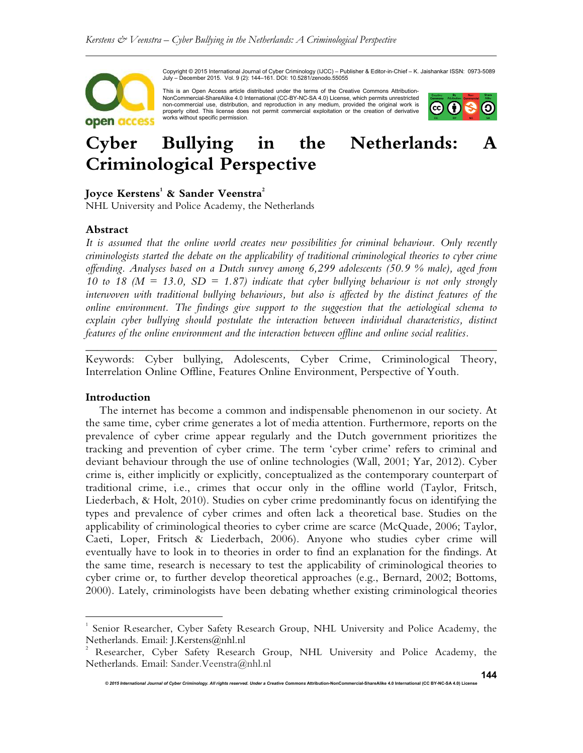Copyright © 2015 International Journal of Cyber Criminology (IJCC) – Publisher & Editor-in-Chief – K. Jaishankar ISSN: 0973-5089 July – December 2015. Vol. 9 (2): 144–161. DOI: 10.5281/zenodo.55055

This is an Open Access article distributed under the terms of the Creative Commons Attribution-NonCommercial-ShareAlike 4.0 International (CC-BY-NC-SA 4.0) License, which permits unrestricted non-commercial use, distribution, and reproduction in any medium, provided the original work is properly cited. This license does not permit commercial exploitation or the creation of derivative works without specific permission.

# Cyber Bullying in the Netherlands: A Criminological Perspective

**Joyce Kerstens[1] & Sander Veenstra[2]**
NHL University and Police Academy, the Netherlands

## Abstract

*It is assumed that the online world creates new possibilities for criminal behaviour. Only recently criminologists started the debate on the applicability of traditional criminological theories to cyber crime offending. Analyses based on a Dutch survey among 6,299 adolescents (50.9 % male), aged from 10 to 18 (M = 13.0, SD = 1.87) indicate that cyber bullying behaviour is not only strongly interwoven with traditional bullying behaviours, but also is affected by the distinct features of the online environment. The findings give support to the suggestion that the aetiological schema to explain cyber bullying should postulate the interaction between individual characteristics, distinct features of the online environment and the interaction between offline and online social realities.*

---

Keywords: Cyber bullying, Adolescents, Cyber Crime, Criminological Theory, Interrelation Online Offline, Features Online Environment, Perspective of Youth.

## Introduction

The internet has become a common and indispensable phenomenon in our society. At the same time, cyber crime generates a lot of media attention. Furthermore, reports on the prevalence of cyber crime appear regularly and the Dutch government prioritizes the tracking and prevention of cyber crime. The term 'cyber crime' refers to criminal and deviant behaviour through the use of online technologies (Wall, 2001; Yar, 2012). Cyber crime is, either implicitly or explicitly, conceptualized as the contemporary counterpart of traditional crime, i.e., crimes that occur only in the offline world (Taylor, Fritsch, Liederbach, & Holt, 2010). Studies on cyber crime predominantly focus on identifying the types and prevalence of cyber crimes and often lack a theoretical base. Studies on the applicability of criminological theories to cyber crime are scarce (McQuade, 2006; Taylor, Caeti, Loper, Fritsch & Liederbach, 2006). Anyone who studies cyber crime will eventually have to look in to theories in order to find an explanation for the findings. At the same time, research is necessary to test the applicability of criminological theories to cyber crime or, to further develop theoretical approaches (e.g., Bernard, 2002; Bottoms, 2000). Lately, criminologists have been debating whether existing criminological theories

---

[1] Senior Researcher, Cyber Safety Research Group, NHL University and Police Academy, the Netherlands. Email: J.Kerstens@nhl.nl

[2] Researcher, Cyber Safety Research Group, NHL University and Police Academy, the Netherlands. Email: Sander.Veenstra@nhl.nl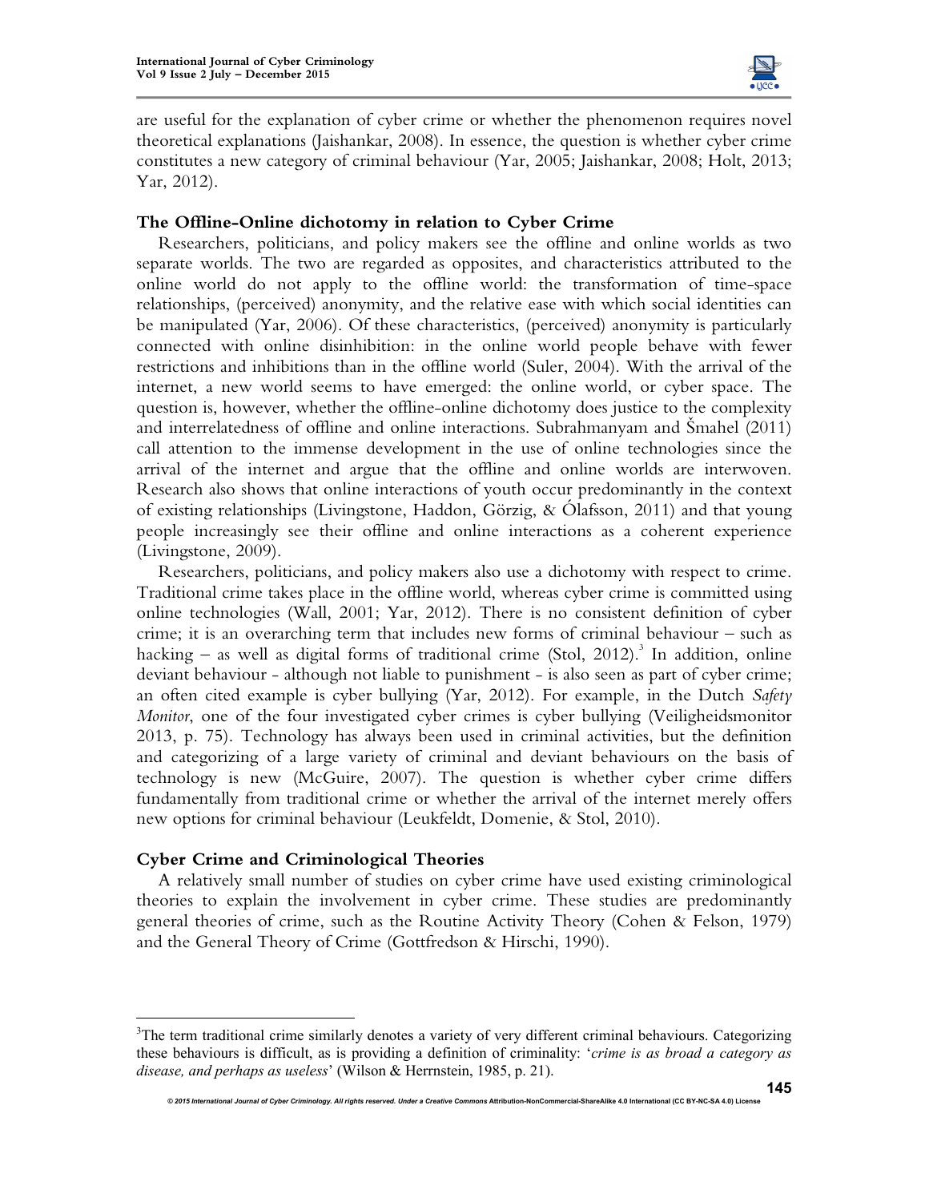are useful for the explanation of cyber crime or whether the phenomenon requires novel theoretical explanations (Jaishankar, 2008). In essence, the question is whether cyber crime constitutes a new category of criminal behaviour (Yar, 2005; Jaishankar, 2008; Holt, 2013; Yar, 2012).

## The Offline-Online dichotomy in relation to Cyber Crime

Researchers, politicians, and policy makers see the offline and online worlds as two separate worlds. The two are regarded as opposites, and characteristics attributed to the online world do not apply to the offline world: the transformation of time-space relationships, (perceived) anonymity, and the relative ease with which social identities can be manipulated (Yar, 2006). Of these characteristics, (perceived) anonymity is particularly connected with online disinhibition: in the online world people behave with fewer restrictions and inhibitions than in the offline world (Suler, 2004). With the arrival of the internet, a new world seems to have emerged: the online world, or cyber space. The question is, however, whether the offline-online dichotomy does justice to the complexity and interrelatedness of offline and online interactions. Subrahmanyam and Šmahel (2011) call attention to the immense development in the use of online technologies since the arrival of the internet and argue that the offline and online worlds are interwoven. Research also shows that online interactions of youth occur predominantly in the context of existing relationships (Livingstone, Haddon, Görzig, & Ólafsson, 2011) and that young people increasingly see their offline and online interactions as a coherent experience (Livingstone, 2009).

Researchers, politicians, and policy makers also use a dichotomy with respect to crime. Traditional crime takes place in the offline world, whereas cyber crime is committed using online technologies (Wall, 2001; Yar, 2012). There is no consistent definition of cyber crime; it is an overarching term that includes new forms of criminal behaviour – such as hacking – as well as digital forms of traditional crime (Stol, 2012).[3] In addition, online deviant behaviour - although not liable to punishment - is also seen as part of cyber crime; an often cited example is cyber bullying (Yar, 2012). For example, in the Dutch *Safety Monitor*, one of the four investigated cyber crimes is cyber bullying (Veiligheidsmonitor 2013, p. 75). Technology has always been used in criminal activities, but the definition and categorizing of a large variety of criminal and deviant behaviours on the basis of technology is new (McGuire, 2007). The question is whether cyber crime differs fundamentally from traditional crime or whether the arrival of the internet merely offers new options for criminal behaviour (Leukfeldt, Domenie, & Stol, 2010).

## Cyber Crime and Criminological Theories

A relatively small number of studies on cyber crime have used existing criminological theories to explain the involvement in cyber crime. These studies are predominantly general theories of crime, such as the Routine Activity Theory (Cohen & Felson, 1979) and the General Theory of Crime (Gottfredson & Hirschi, 1990).

[3] The term traditional crime similarly denotes a variety of very different criminal behaviours. Categorizing these behaviours is difficult, as is providing a definition of criminality: '*crime is as broad a category as disease, and perhaps as useless*' (Wilson & Herrnstein, 1985, p. 21).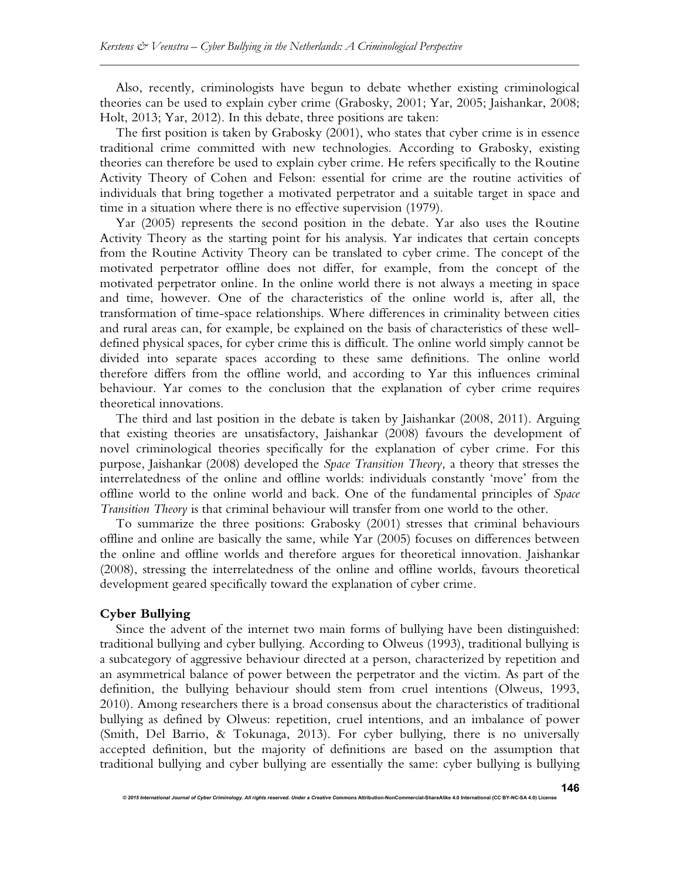Also, recently, criminologists have begun to debate whether existing criminological theories can be used to explain cyber crime (Grabosky, 2001; Yar, 2005; Jaishankar, 2008; Holt, 2013; Yar, 2012). In this debate, three positions are taken:

The first position is taken by Grabosky (2001), who states that cyber crime is in essence traditional crime committed with new technologies. According to Grabosky, existing theories can therefore be used to explain cyber crime. He refers specifically to the Routine Activity Theory of Cohen and Felson: essential for crime are the routine activities of individuals that bring together a motivated perpetrator and a suitable target in space and time in a situation where there is no effective supervision (1979).

Yar (2005) represents the second position in the debate. Yar also uses the Routine Activity Theory as the starting point for his analysis. Yar indicates that certain concepts from the Routine Activity Theory can be translated to cyber crime. The concept of the motivated perpetrator offline does not differ, for example, from the concept of the motivated perpetrator online. In the online world there is not always a meeting in space and time, however. One of the characteristics of the online world is, after all, the transformation of time-space relationships. Where differences in criminality between cities and rural areas can, for example, be explained on the basis of characteristics of these well-defined physical spaces, for cyber crime this is difficult. The online world simply cannot be divided into separate spaces according to these same definitions. The online world therefore differs from the offline world, and according to Yar this influences criminal behaviour. Yar comes to the conclusion that the explanation of cyber crime requires theoretical innovations.

The third and last position in the debate is taken by Jaishankar (2008, 2011). Arguing that existing theories are unsatisfactory, Jaishankar (2008) favours the development of novel criminological theories specifically for the explanation of cyber crime. For this purpose, Jaishankar (2008) developed the *Space Transition Theory,* a theory that stresses the interrelatedness of the online and offline worlds: individuals constantly 'move' from the offline world to the online world and back. One of the fundamental principles of *Space Transition Theory* is that criminal behaviour will transfer from one world to the other.

To summarize the three positions: Grabosky (2001) stresses that criminal behaviours offline and online are basically the same, while Yar (2005) focuses on differences between the online and offline worlds and therefore argues for theoretical innovation. Jaishankar (2008), stressing the interrelatedness of the online and offline worlds, favours theoretical development geared specifically toward the explanation of cyber crime.

**Cyber Bullying**

Since the advent of the internet two main forms of bullying have been distinguished: traditional bullying and cyber bullying. According to Olweus (1993), traditional bullying is a subcategory of aggressive behaviour directed at a person, characterized by repetition and an asymmetrical balance of power between the perpetrator and the victim. As part of the definition, the bullying behaviour should stem from cruel intentions (Olweus, 1993, 2010). Among researchers there is a broad consensus about the characteristics of traditional bullying as defined by Olweus: repetition, cruel intentions, and an imbalance of power (Smith, Del Barrio, & Tokunaga, 2013). For cyber bullying, there is no universally accepted definition, but the majority of definitions are based on the assumption that traditional bullying and cyber bullying are essentially the same: cyber bullying is bullying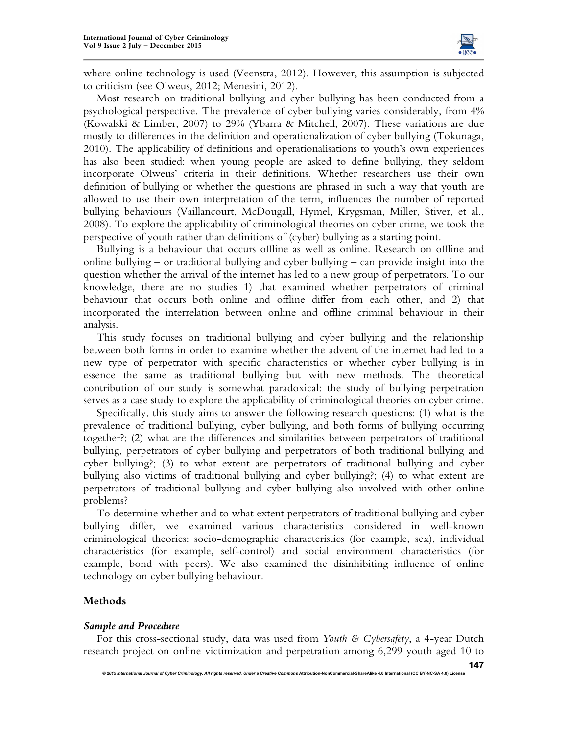where online technology is used (Veenstra, 2012). However, this assumption is subjected to criticism (see Olweus, 2012; Menesini, 2012).

Most research on traditional bullying and cyber bullying has been conducted from a psychological perspective. The prevalence of cyber bullying varies considerably, from 4% (Kowalski & Limber, 2007) to 29% (Ybarra & Mitchell, 2007). These variations are due mostly to differences in the definition and operationalization of cyber bullying (Tokunaga, 2010). The applicability of definitions and operationalisations to youth's own experiences has also been studied: when young people are asked to define bullying, they seldom incorporate Olweus' criteria in their definitions. Whether researchers use their own definition of bullying or whether the questions are phrased in such a way that youth are allowed to use their own interpretation of the term, influences the number of reported bullying behaviours (Vaillancourt, McDougall, Hymel, Krygsman, Miller, Stiver, et al., 2008). To explore the applicability of criminological theories on cyber crime, we took the perspective of youth rather than definitions of (cyber) bullying as a starting point.

Bullying is a behaviour that occurs offline as well as online. Research on offline and online bullying – or traditional bullying and cyber bullying – can provide insight into the question whether the arrival of the internet has led to a new group of perpetrators. To our knowledge, there are no studies 1) that examined whether perpetrators of criminal behaviour that occurs both online and offline differ from each other, and 2) that incorporated the interrelation between online and offline criminal behaviour in their analysis.

This study focuses on traditional bullying and cyber bullying and the relationship between both forms in order to examine whether the advent of the internet had led to a new type of perpetrator with specific characteristics or whether cyber bullying is in essence the same as traditional bullying but with new methods. The theoretical contribution of our study is somewhat paradoxical: the study of bullying perpetration serves as a case study to explore the applicability of criminological theories on cyber crime.

Specifically, this study aims to answer the following research questions: (1) what is the prevalence of traditional bullying, cyber bullying, and both forms of bullying occurring together?; (2) what are the differences and similarities between perpetrators of traditional bullying, perpetrators of cyber bullying and perpetrators of both traditional bullying and cyber bullying?; (3) to what extent are perpetrators of traditional bullying and cyber bullying also victims of traditional bullying and cyber bullying?; (4) to what extent are perpetrators of traditional bullying and cyber bullying also involved with other online problems?

To determine whether and to what extent perpetrators of traditional bullying and cyber bullying differ, we examined various characteristics considered in well-known criminological theories: socio-demographic characteristics (for example, sex), individual characteristics (for example, self-control) and social environment characteristics (for example, bond with peers). We also examined the disinhibiting influence of online technology on cyber bullying behaviour.

## Methods

### *Sample and Procedure*

For this cross-sectional study, data was used from *Youth & Cybersafety*, a 4-year Dutch research project on online victimization and perpetration among 6,299 youth aged 10 to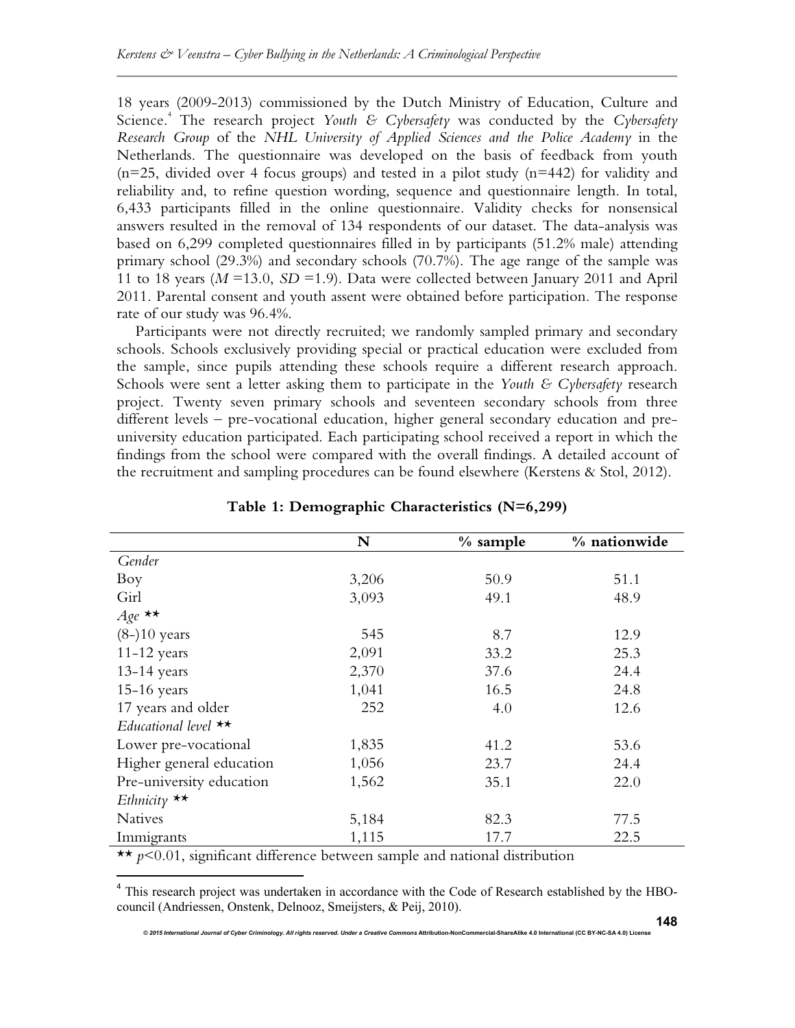18 years (2009-2013) commissioned by the Dutch Ministry of Education, Culture and Science.[4] The research project *Youth & Cybersafety* was conducted by the *Cybersafety Research Group* of the *NHL University of Applied Sciences and the Police Academy* in the Netherlands. The questionnaire was developed on the basis of feedback from youth (n=25, divided over 4 focus groups) and tested in a pilot study (n=442) for validity and reliability and, to refine question wording, sequence and questionnaire length. In total, 6,433 participants filled in the online questionnaire. Validity checks for nonsensical answers resulted in the removal of 134 respondents of our dataset. The data-analysis was based on 6,299 completed questionnaires filled in by participants (51.2% male) attending primary school (29.3%) and secondary schools (70.7%). The age range of the sample was 11 to 18 years ($M$ =13.0, $SD$ =1.9). Data were collected between January 2011 and April 2011. Parental consent and youth assent were obtained before participation. The response rate of our study was 96.4%.

Participants were not directly recruited; we randomly sampled primary and secondary schools. Schools exclusively providing special or practical education were excluded from the sample, since pupils attending these schools require a different research approach. Schools were sent a letter asking them to participate in the *Youth & Cybersafety* research project. Twenty seven primary schools and seventeen secondary schools from three different levels – pre-vocational education, higher general secondary education and pre-university education participated. Each participating school received a report in which the findings from the school were compared with the overall findings. A detailed account of the recruitment and sampling procedures can be found elsewhere (Kerstens & Stol, 2012).

**Table 1: Demographic Characteristics (N=6,299)**

| | N | % sample | % nationwide |
|---|---|---|---|
| *Gender* | | | |
| Boy | 3,206 | 50.9 | 51.1 |
| Girl | 3,093 | 49.1 | 48.9 |
| *Age* ** | | | |
| (8-)10 years | 545 | 8.7 | 12.9 |
| 11-12 years | 2,091 | 33.2 | 25.3 |
| 13-14 years | 2,370 | 37.6 | 24.4 |
| 15-16 years | 1,041 | 16.5 | 24.8 |
| 17 years and older | 252 | 4.0 | 12.6 |
| *Educational level* ** | | | |
| Lower pre-vocational | 1,835 | 41.2 | 53.6 |
| Higher general education | 1,056 | 23.7 | 24.4 |
| Pre-university education | 1,562 | 35.1 | 22.0 |
| *Ethnicity* ** | | | |
| Natives | 5,184 | 82.3 | 77.5 |
| Immigrants | 1,115 | 17.7 | 22.5 |

** $p<0.01$, significant difference between sample and national distribution

[4] This research project was undertaken in accordance with the Code of Research established by the HBO-council (Andriessen, Onstenk, Delnooz, Smeijsters, & Peij, 2010).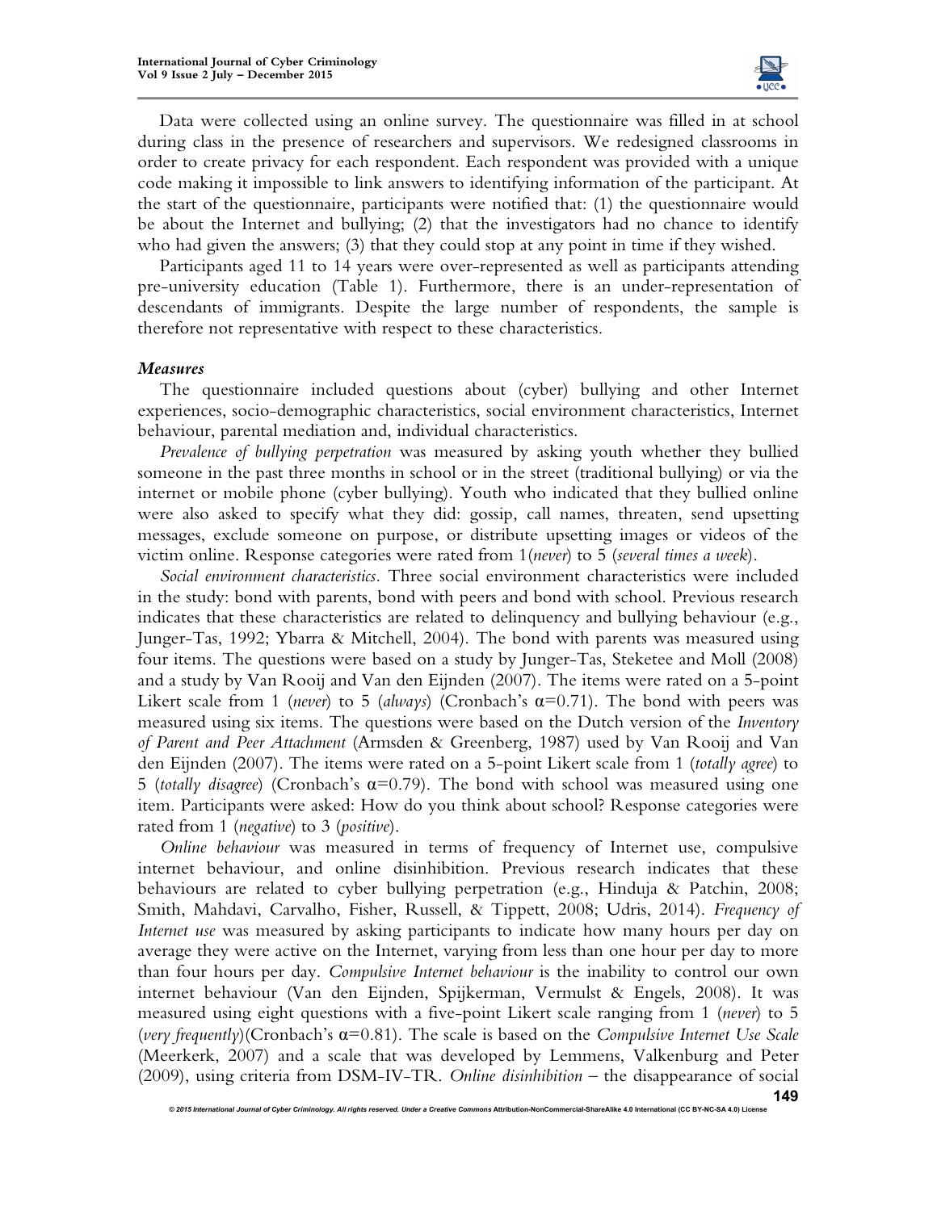Data were collected using an online survey. The questionnaire was filled in at school during class in the presence of researchers and supervisors. We redesigned classrooms in order to create privacy for each respondent. Each respondent was provided with a unique code making it impossible to link answers to identifying information of the participant. At the start of the questionnaire, participants were notified that: (1) the questionnaire would be about the Internet and bullying; (2) that the investigators had no chance to identify who had given the answers; (3) that they could stop at any point in time if they wished.

Participants aged 11 to 14 years were over-represented as well as participants attending pre-university education (Table 1). Furthermore, there is an under-representation of descendants of immigrants. Despite the large number of respondents, the sample is therefore not representative with respect to these characteristics.

### *Measures*

The questionnaire included questions about (cyber) bullying and other Internet experiences, socio-demographic characteristics, social environment characteristics, Internet behaviour, parental mediation and, individual characteristics.

*Prevalence of bullying perpetration* was measured by asking youth whether they bullied someone in the past three months in school or in the street (traditional bullying) or via the internet or mobile phone (cyber bullying). Youth who indicated that they bullied online were also asked to specify what they did: gossip, call names, threaten, send upsetting messages, exclude someone on purpose, or distribute upsetting images or videos of the victim online. Response categories were rated from 1(*never*) to 5 (*several times a week*).

*Social environment characteristics.* Three social environment characteristics were included in the study: bond with parents, bond with peers and bond with school. Previous research indicates that these characteristics are related to delinquency and bullying behaviour (e.g., Junger-Tas, 1992; Ybarra & Mitchell, 2004). The bond with parents was measured using four items. The questions were based on a study by Junger-Tas, Steketee and Moll (2008) and a study by Van Rooij and Van den Eijnden (2007). The items were rated on a 5-point Likert scale from 1 (*never*) to 5 (*always*) (Cronbach's $\alpha$=0.71). The bond with peers was measured using six items. The questions were based on the Dutch version of the *Inventory of Parent and Peer Attachment* (Armsden & Greenberg, 1987) used by Van Rooij and Van den Eijnden (2007). The items were rated on a 5-point Likert scale from 1 (*totally agree*) to 5 (*totally disagree*) (Cronbach's $\alpha$=0.79). The bond with school was measured using one item. Participants were asked: How do you think about school? Response categories were rated from 1 (*negative*) to 3 (*positive*).

*Online behaviour* was measured in terms of frequency of Internet use, compulsive internet behaviour, and online disinhibition. Previous research indicates that these behaviours are related to cyber bullying perpetration (e.g., Hinduja & Patchin, 2008; Smith, Mahdavi, Carvalho, Fisher, Russell, & Tippett, 2008; Udris, 2014). *Frequency of Internet use* was measured by asking participants to indicate how many hours per day on average they were active on the Internet, varying from less than one hour per day to more than four hours per day. *Compulsive Internet behaviour* is the inability to control our own internet behaviour (Van den Eijnden, Spijkerman, Vermulst & Engels, 2008). It was measured using eight questions with a five-point Likert scale ranging from 1 (*never*) to 5 (*very frequently*)(Cronbach's $\alpha$=0.81). The scale is based on the *Compulsive Internet Use Scale* (Meerkerk, 2007) and a scale that was developed by Lemmens, Valkenburg and Peter (2009), using criteria from DSM-IV-TR. *Online disinhibition* – the disappearance of social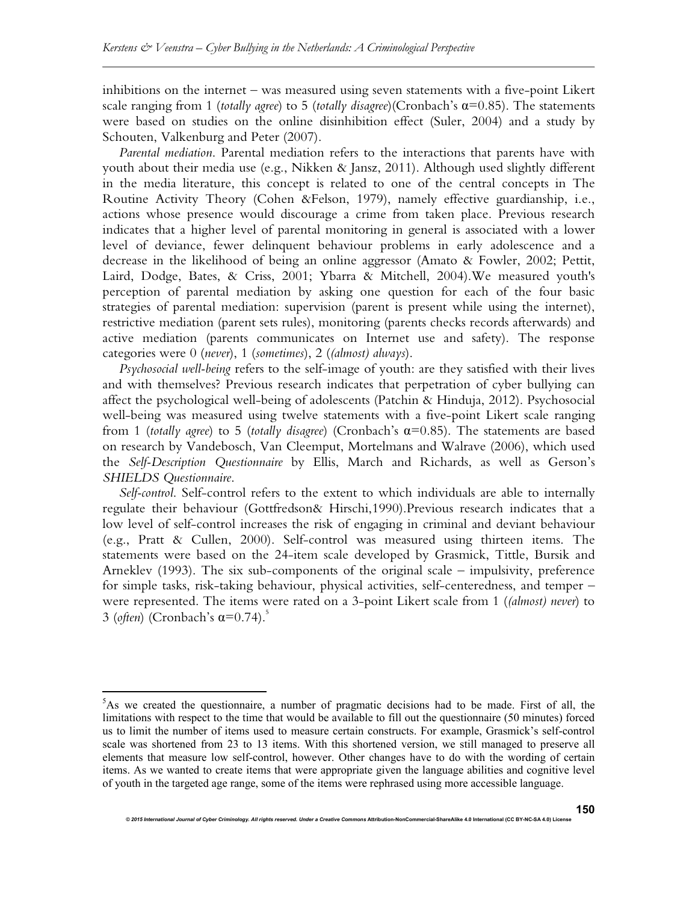inhibitions on the internet – was measured using seven statements with a five-point Likert scale ranging from 1 (*totally agree*) to 5 (*totally disagree*)(Cronbach's $\alpha$=0.85). The statements were based on studies on the online disinhibition effect (Suler, 2004) and a study by Schouten, Valkenburg and Peter (2007).

*Parental mediation*. Parental mediation refers to the interactions that parents have with youth about their media use (e.g., Nikken & Jansz, 2011). Although used slightly different in the media literature, this concept is related to one of the central concepts in The Routine Activity Theory (Cohen &Felson, 1979), namely effective guardianship, i.e., actions whose presence would discourage a crime from taken place. Previous research indicates that a higher level of parental monitoring in general is associated with a lower level of deviance, fewer delinquent behaviour problems in early adolescence and a decrease in the likelihood of being an online aggressor (Amato & Fowler, 2002; Pettit, Laird, Dodge, Bates, & Criss, 2001; Ybarra & Mitchell, 2004).We measured youth's perception of parental mediation by asking one question for each of the four basic strategies of parental mediation: supervision (parent is present while using the internet), restrictive mediation (parent sets rules), monitoring (parents checks records afterwards) and active mediation (parents communicates on Internet use and safety). The response categories were 0 (*never*), 1 (*sometimes*), 2 (*(almost) always*).

*Psychosocial well-being* refers to the self-image of youth: are they satisfied with their lives and with themselves? Previous research indicates that perpetration of cyber bullying can affect the psychological well-being of adolescents (Patchin & Hinduja, 2012). Psychosocial well-being was measured using twelve statements with a five-point Likert scale ranging from 1 (*totally agree*) to 5 (*totally disagree*) (Cronbach's $\alpha$=0.85). The statements are based on research by Vandebosch, Van Cleemput, Mortelmans and Walrave (2006), which used the *Self-Description Questionnaire* by Ellis, March and Richards, as well as Gerson's *SHIELDS Questionnaire*.

*Self-control*. Self-control refers to the extent to which individuals are able to internally regulate their behaviour (Gottfredson& Hirschi,1990).Previous research indicates that a low level of self-control increases the risk of engaging in criminal and deviant behaviour (e.g., Pratt & Cullen, 2000). Self-control was measured using thirteen items. The statements were based on the 24-item scale developed by Grasmick, Tittle, Bursik and Arneklev (1993). The six sub-components of the original scale – impulsivity, preference for simple tasks, risk-taking behaviour, physical activities, self-centeredness, and temper – were represented. The items were rated on a 3-point Likert scale from 1 (*(almost) never*) to 3 (*often*) (Cronbach's $\alpha$=0.74).[5]

---

[5]As we created the questionnaire, a number of pragmatic decisions had to be made. First of all, the limitations with respect to the time that would be available to fill out the questionnaire (50 minutes) forced us to limit the number of items used to measure certain constructs. For example, Grasmick's self-control scale was shortened from 23 to 13 items. With this shortened version, we still managed to preserve all elements that measure low self-control, however. Other changes have to do with the wording of certain items. As we wanted to create items that were appropriate given the language abilities and cognitive level of youth in the targeted age range, some of the items were rephrased using more accessible language.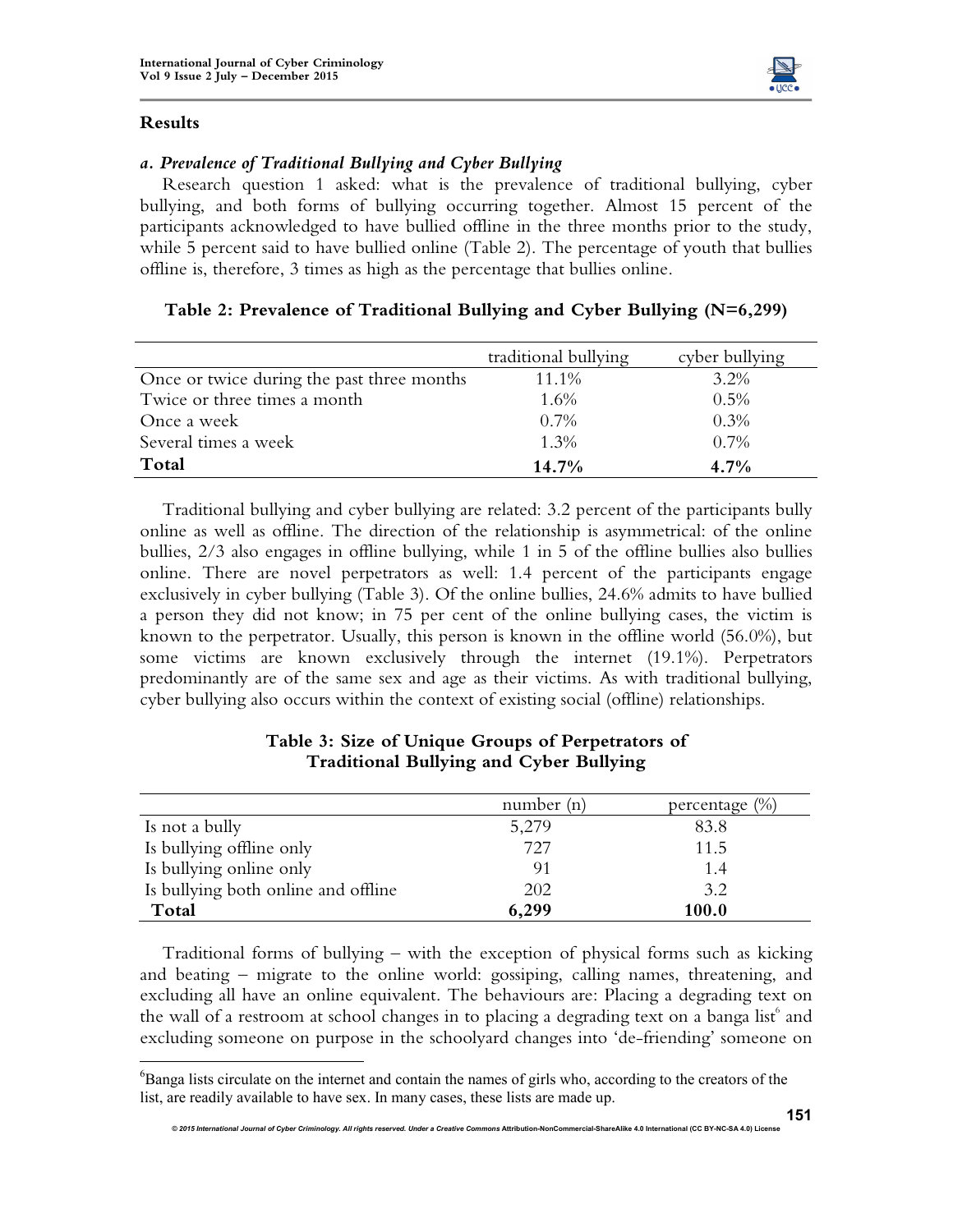## Results

### *a. Prevalence of Traditional Bullying and Cyber Bullying*

Research question 1 asked: what is the prevalence of traditional bullying, cyber bullying, and both forms of bullying occurring together. Almost 15 percent of the participants acknowledged to have bullied offline in the three months prior to the study, while 5 percent said to have bullied online (Table 2). The percentage of youth that bullies offline is, therefore, 3 times as high as the percentage that bullies online.

**Table 2: Prevalence of Traditional Bullying and Cyber Bullying (N=6,299)**

| | traditional bullying | cyber bullying |
|---|---|---|
| Once or twice during the past three months | 11.1% | 3.2% |
| Twice or three times a month | 1.6% | 0.5% |
| Once a week | 0.7% | 0.3% |
| Several times a week | 1.3% | 0.7% |
| **Total** | **14.7%** | **4.7%** |

Traditional bullying and cyber bullying are related: 3.2 percent of the participants bully online as well as offline. The direction of the relationship is asymmetrical: of the online bullies, 2/3 also engages in offline bullying, while 1 in 5 of the offline bullies also bullies online. There are novel perpetrators as well: 1.4 percent of the participants engage exclusively in cyber bullying (Table 3). Of the online bullies, 24.6% admits to have bullied a person they did not know; in 75 per cent of the online bullying cases, the victim is known to the perpetrator. Usually, this person is known in the offline world (56.0%), but some victims are known exclusively through the internet (19.1%). Perpetrators predominantly are of the same sex and age as their victims. As with traditional bullying, cyber bullying also occurs within the context of existing social (offline) relationships.

**Table 3: Size of Unique Groups of Perpetrators of Traditional Bullying and Cyber Bullying**

| | number (n) | percentage (%) |
|---|---|---|
| Is not a bully | 5,279 | 83.8 |
| Is bullying offline only | 727 | 11.5 |
| Is bullying online only | 91 | 1.4 |
| Is bullying both online and offline | 202 | 3.2 |
| **Total** | **6,299** | **100.0** |

Traditional forms of bullying – with the exception of physical forms such as kicking and beating – migrate to the online world: gossiping, calling names, threatening, and excluding all have an online equivalent. The behaviours are: Placing a degrading text on the wall of a restroom at school changes in to placing a degrading text on a banga list[6] and excluding someone on purpose in the schoolyard changes into 'de-friending' someone on

[6]Banga lists circulate on the internet and contain the names of girls who, according to the creators of the list, are readily available to have sex. In many cases, these lists are made up.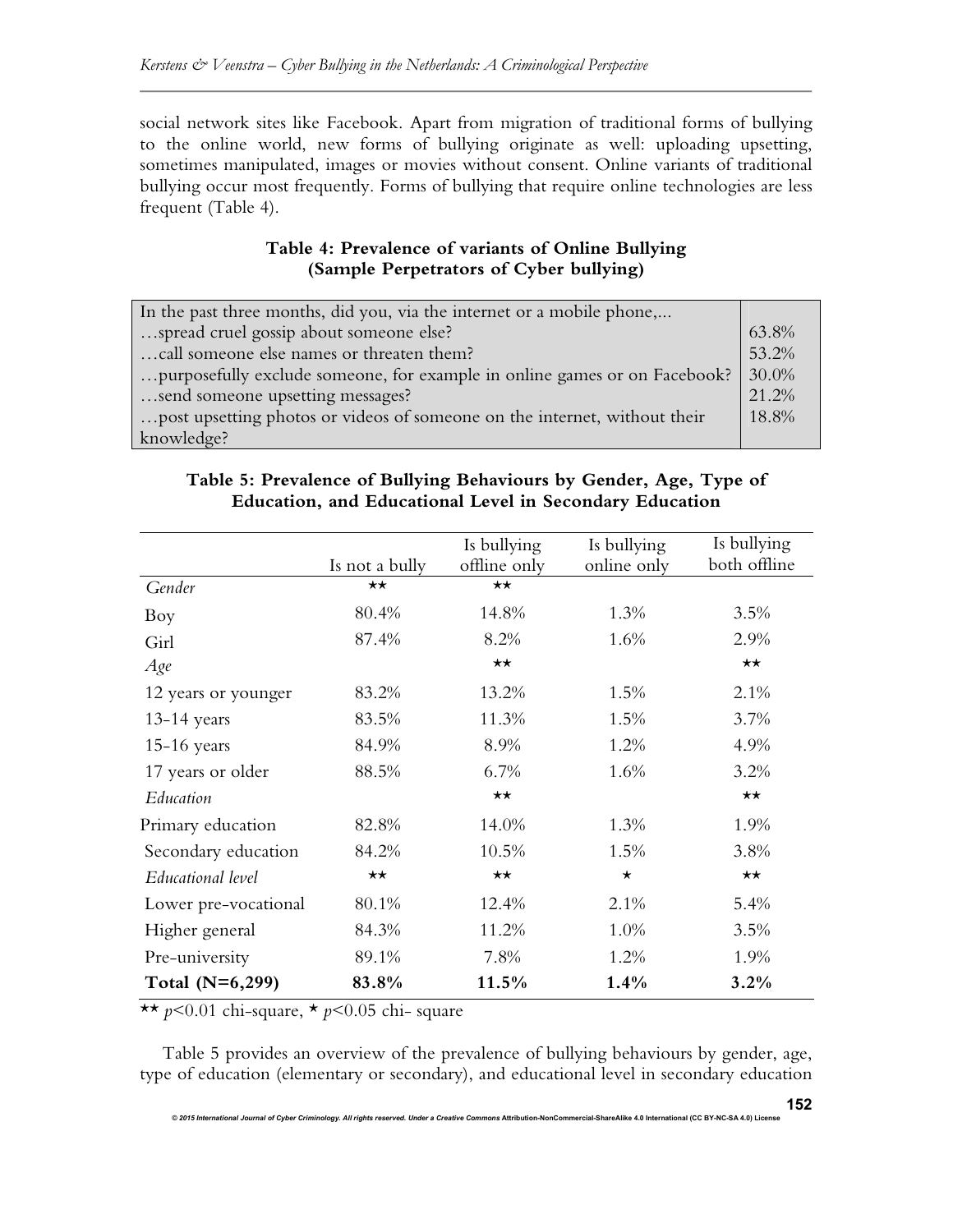social network sites like Facebook. Apart from migration of traditional forms of bullying to the online world, new forms of bullying originate as well: uploading upsetting, sometimes manipulated, images or movies without consent. Online variants of traditional bullying occur most frequently. Forms of bullying that require online technologies are less frequent (Table 4).

**Table 4: Prevalence of variants of Online Bullying (Sample Perpetrators of Cyber bullying)**

| In the past three months, did you, via the internet or a mobile phone,... | |
|---|---|
| …spread cruel gossip about someone else? | 63.8% |
| …call someone else names or threaten them? | 53.2% |
| …purposefully exclude someone, for example in online games or on Facebook? | 30.0% |
| …send someone upsetting messages? | 21.2% |
| …post upsetting photos or videos of someone on the internet, without their knowledge? | 18.8% |

**Table 5: Prevalence of Bullying Behaviours by Gender, Age, Type of Education, and Educational Level in Secondary Education**

| | Is not a bully | Is bullying offline only | Is bullying online only | Is bullying both offline |
|---|---|---|---|---|
| *Gender* | ** | ** | | |
| Boy | 80.4% | 14.8% | 1.3% | 3.5% |
| Girl | 87.4% | 8.2% | 1.6% | 2.9% |
| *Age* | | ** | | ** |
| 12 years or younger | 83.2% | 13.2% | 1.5% | 2.1% |
| 13-14 years | 83.5% | 11.3% | 1.5% | 3.7% |
| 15-16 years | 84.9% | 8.9% | 1.2% | 4.9% |
| 17 years or older | 88.5% | 6.7% | 1.6% | 3.2% |
| *Education* | | ** | | ** |
| Primary education | 82.8% | 14.0% | 1.3% | 1.9% |
| Secondary education | 84.2% | 10.5% | 1.5% | 3.8% |
| *Educational level* | ** | ** | * | ** |
| Lower pre-vocational | 80.1% | 12.4% | 2.1% | 5.4% |
| Higher general | 84.3% | 11.2% | 1.0% | 3.5% |
| Pre-university | 89.1% | 7.8% | 1.2% | 1.9% |
| **Total (N=6,299)** | **83.8%** | **11.5%** | **1.4%** | **3.2%** |

** $p<0.01$ chi-square, * $p<0.05$ chi- square

Table 5 provides an overview of the prevalence of bullying behaviours by gender, age, type of education (elementary or secondary), and educational level in secondary education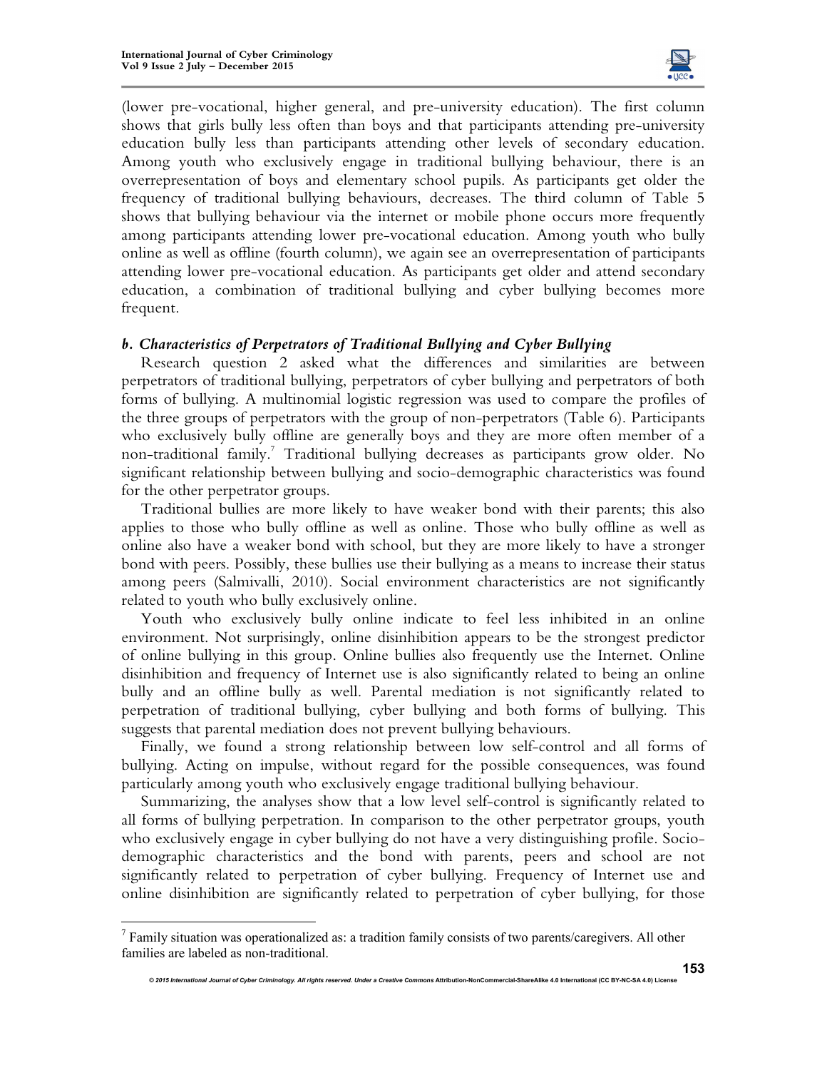(lower pre-vocational, higher general, and pre-university education). The first column shows that girls bully less often than boys and that participants attending pre-university education bully less than participants attending other levels of secondary education. Among youth who exclusively engage in traditional bullying behaviour, there is an overrepresentation of boys and elementary school pupils. As participants get older the frequency of traditional bullying behaviours, decreases. The third column of Table 5 shows that bullying behaviour via the internet or mobile phone occurs more frequently among participants attending lower pre-vocational education. Among youth who bully online as well as offline (fourth column), we again see an overrepresentation of participants attending lower pre-vocational education. As participants get older and attend secondary education, a combination of traditional bullying and cyber bullying becomes more frequent.

### *b. Characteristics of Perpetrators of Traditional Bullying and Cyber Bullying*

Research question 2 asked what the differences and similarities are between perpetrators of traditional bullying, perpetrators of cyber bullying and perpetrators of both forms of bullying. A multinomial logistic regression was used to compare the profiles of the three groups of perpetrators with the group of non-perpetrators (Table 6). Participants who exclusively bully offline are generally boys and they are more often member of a non-traditional family.[7] Traditional bullying decreases as participants grow older. No significant relationship between bullying and socio-demographic characteristics was found for the other perpetrator groups.

Traditional bullies are more likely to have weaker bond with their parents; this also applies to those who bully offline as well as online. Those who bully offline as well as online also have a weaker bond with school, but they are more likely to have a stronger bond with peers. Possibly, these bullies use their bullying as a means to increase their status among peers (Salmivalli, 2010). Social environment characteristics are not significantly related to youth who bully exclusively online.

Youth who exclusively bully online indicate to feel less inhibited in an online environment. Not surprisingly, online disinhibition appears to be the strongest predictor of online bullying in this group. Online bullies also frequently use the Internet. Online disinhibition and frequency of Internet use is also significantly related to being an online bully and an offline bully as well. Parental mediation is not significantly related to perpetration of traditional bullying, cyber bullying and both forms of bullying. This suggests that parental mediation does not prevent bullying behaviours.

Finally, we found a strong relationship between low self-control and all forms of bullying. Acting on impulse, without regard for the possible consequences, was found particularly among youth who exclusively engage traditional bullying behaviour.

Summarizing, the analyses show that a low level self-control is significantly related to all forms of bullying perpetration. In comparison to the other perpetrator groups, youth who exclusively engage in cyber bullying do not have a very distinguishing profile. Socio-demographic characteristics and the bond with parents, peers and school are not significantly related to perpetration of cyber bullying. Frequency of Internet use and online disinhibition are significantly related to perpetration of cyber bullying, for those

[7] Family situation was operationalized as: a tradition family consists of two parents/caregivers. All other families are labeled as non-traditional.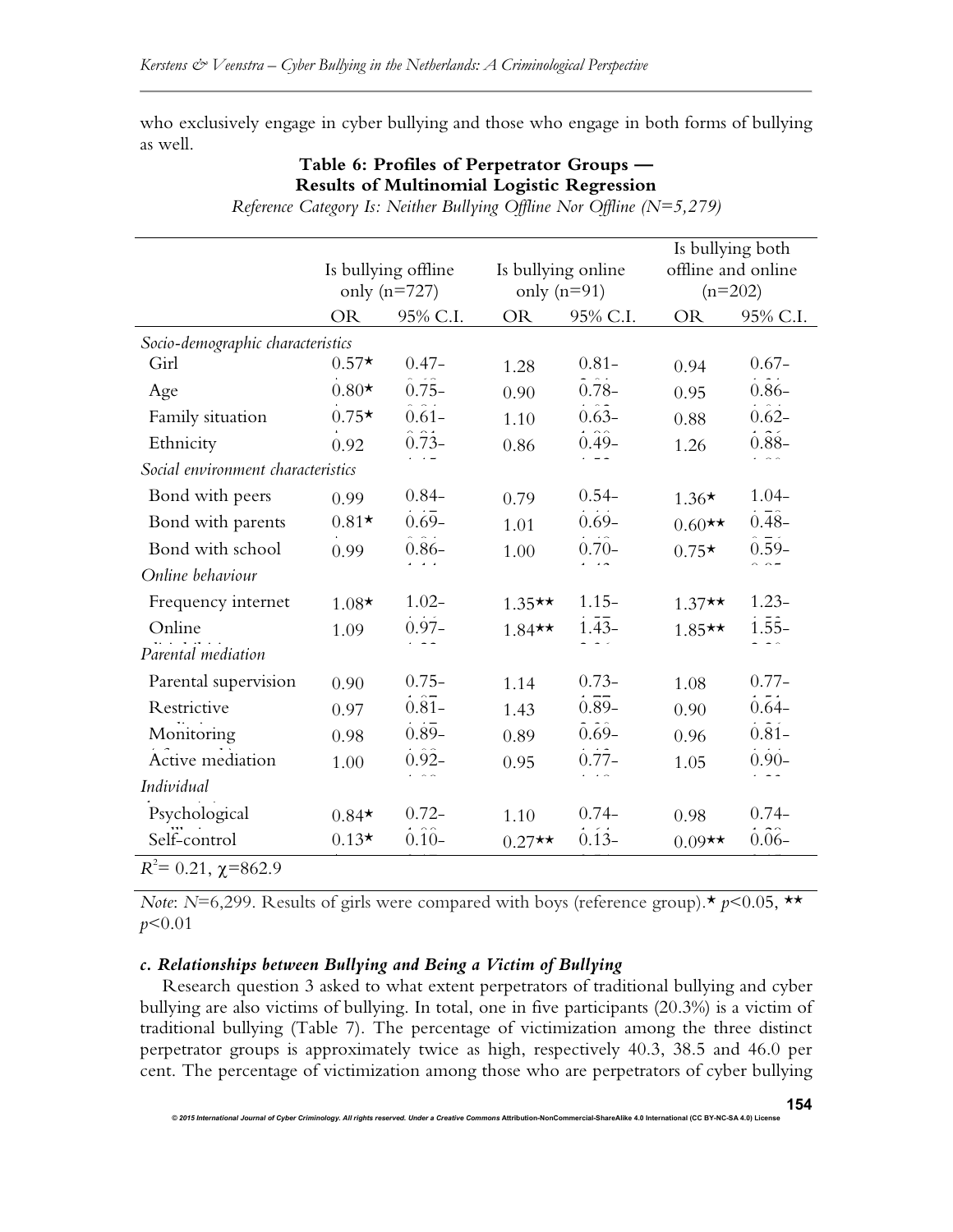who exclusively engage in cyber bullying and those who engage in both forms of bullying as well.

**Table 6: Profiles of Perpetrator Groups — Results of Multinomial Logistic Regression**

*Reference Category Is: Neither Bullying Offline Nor Offline (N=5,279)*

| | Is bullying offline only (n=727) | | Is bullying online only (n=91) | | Is bullying both offline and online (n=202) | |
|---|---|---|---|---|---|---|
| | OR | 95% C.I. | OR | 95% C.I. | OR | 95% C.I. |
| *Socio-demographic characteristics* | | | | | | |
| Girl | 0.57* | 0.47- | 1.28 | 0.81- | 0.94 | 0.67- |
| Age | 0.80* | 0.75- | 0.90 | 0.78- | 0.95 | 0.86- |
| Family situation | 0.75* | 0.61- | 1.10 | 0.63- | 0.88 | 0.62- |
| Ethnicity | 0.92 | 0.73- | 0.86 | 0.49- | 1.26 | 0.88- |
| *Social environment characteristics* | | | | | | |
| Bond with peers | 0.99 | 0.84- | 0.79 | 0.54- | 1.36* | 1.04- |
| Bond with parents | 0.81* | 0.69- | 1.01 | 0.69- | 0.60** | 0.48- |
| Bond with school | 0.99 | 0.86- | 1.00 | 0.70- | 0.75* | 0.59- |
| *Online behaviour* | | | | | | |
| Frequency internet | 1.08* | 1.02- | 1.35** | 1.15- | 1.37** | 1.23- |
| Online | 1.09 | 0.97- | 1.84** | 1.43- | 1.85** | 1.55- |
| *Parental mediation* | | | | | | |
| Parental supervision | 0.90 | 0.75- | 1.14 | 0.73- | 1.08 | 0.77- |
| Restrictive | 0.97 | 0.81- | 1.43 | 0.89- | 0.90 | 0.64- |
| Monitoring | 0.98 | 0.89- | 0.89 | 0.69- | 0.96 | 0.81- |
| Active mediation | 1.00 | 0.92- | 0.95 | 0.77- | 1.05 | 0.90- |
| *Individual* | | | | | | |
| Psychological | 0.84* | 0.72- | 1.10 | 0.74- | 0.98 | 0.74- |
| Self-control | 0.13* | 0.10- | 0.27** | 0.13- | 0.09** | 0.06- |
| $R^2$= 0.21, $\chi$=862.9 | | | | | | |

*Note*: *N*=6,299. Results of girls were compared with boys (reference group).* $p<0.05$, ** $p<0.01$

### *c. Relationships between Bullying and Being a Victim of Bullying*

Research question 3 asked to what extent perpetrators of traditional bullying and cyber bullying are also victims of bullying. In total, one in five participants (20.3%) is a victim of traditional bullying (Table 7). The percentage of victimization among the three distinct perpetrator groups is approximately twice as high, respectively 40.3, 38.5 and 46.0 per cent. The percentage of victimization among those who are perpetrators of cyber bullying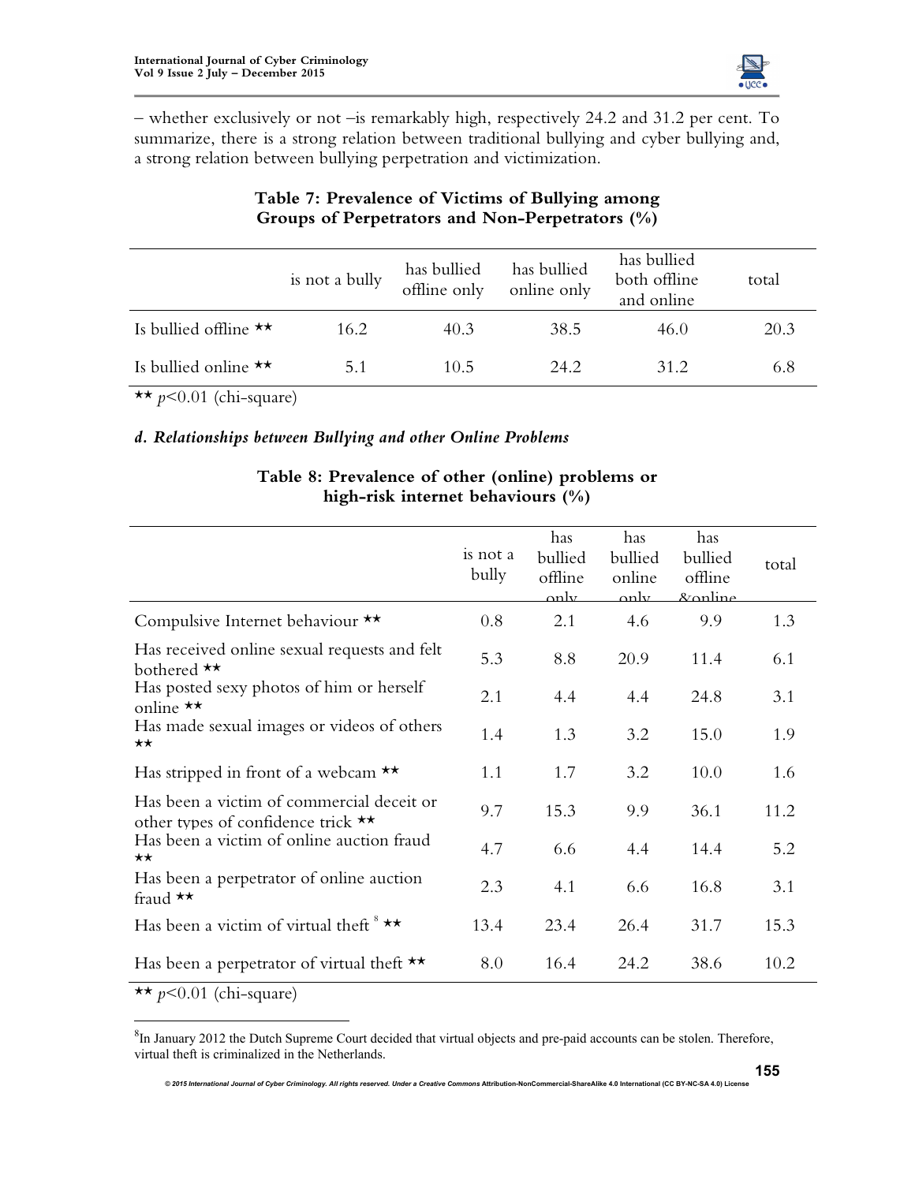– whether exclusively or not –is remarkably high, respectively 24.2 and 31.2 per cent. To summarize, there is a strong relation between traditional bullying and cyber bullying and, a strong relation between bullying perpetration and victimization.

**Table 7: Prevalence of Victims of Bullying among Groups of Perpetrators and Non-Perpetrators (%)**

| | is not a bully | has bullied offline only | has bullied online only | has bullied both offline and online | total |
|---|---|---|---|---|---|
| Is bullied offline ** | 16.2 | 40.3 | 38.5 | 46.0 | 20.3 |
| Is bullied online ** | 5.1 | 10.5 | 24.2 | 31.2 | 6.8 |

** $p<0.01$ (chi-square)

### *d. Relationships between Bullying and other Online Problems*

**Table 8: Prevalence of other (online) problems or high-risk internet behaviours (%)**

| | is not a bully | has bullied offline only | has bullied online only | has bullied offline &online | total |
|---|---|---|---|---|---|
| Compulsive Internet behaviour ** | 0.8 | 2.1 | 4.6 | 9.9 | 1.3 |
| Has received online sexual requests and felt bothered ** | 5.3 | 8.8 | 20.9 | 11.4 | 6.1 |
| Has posted sexy photos of him or herself online ** | 2.1 | 4.4 | 4.4 | 24.8 | 3.1 |
| Has made sexual images or videos of others ** | 1.4 | 1.3 | 3.2 | 15.0 | 1.9 |
| Has stripped in front of a webcam ** | 1.1 | 1.7 | 3.2 | 10.0 | 1.6 |
| Has been a victim of commercial deceit or other types of confidence trick ** | 9.7 | 15.3 | 9.9 | 36.1 | 11.2 |
| Has been a victim of online auction fraud ** | 4.7 | 6.6 | 4.4 | 14.4 | 5.2 |
| Has been a perpetrator of online auction fraud ** | 2.3 | 4.1 | 6.6 | 16.8 | 3.1 |
| Has been a victim of virtual theft [8] ** | 13.4 | 23.4 | 26.4 | 31.7 | 15.3 |
| Has been a perpetrator of virtual theft ** | 8.0 | 16.4 | 24.2 | 38.6 | 10.2 |

** $p<0.01$ (chi-square)

[8] In January 2012 the Dutch Supreme Court decided that virtual objects and pre-paid accounts can be stolen. Therefore, virtual theft is criminalized in the Netherlands.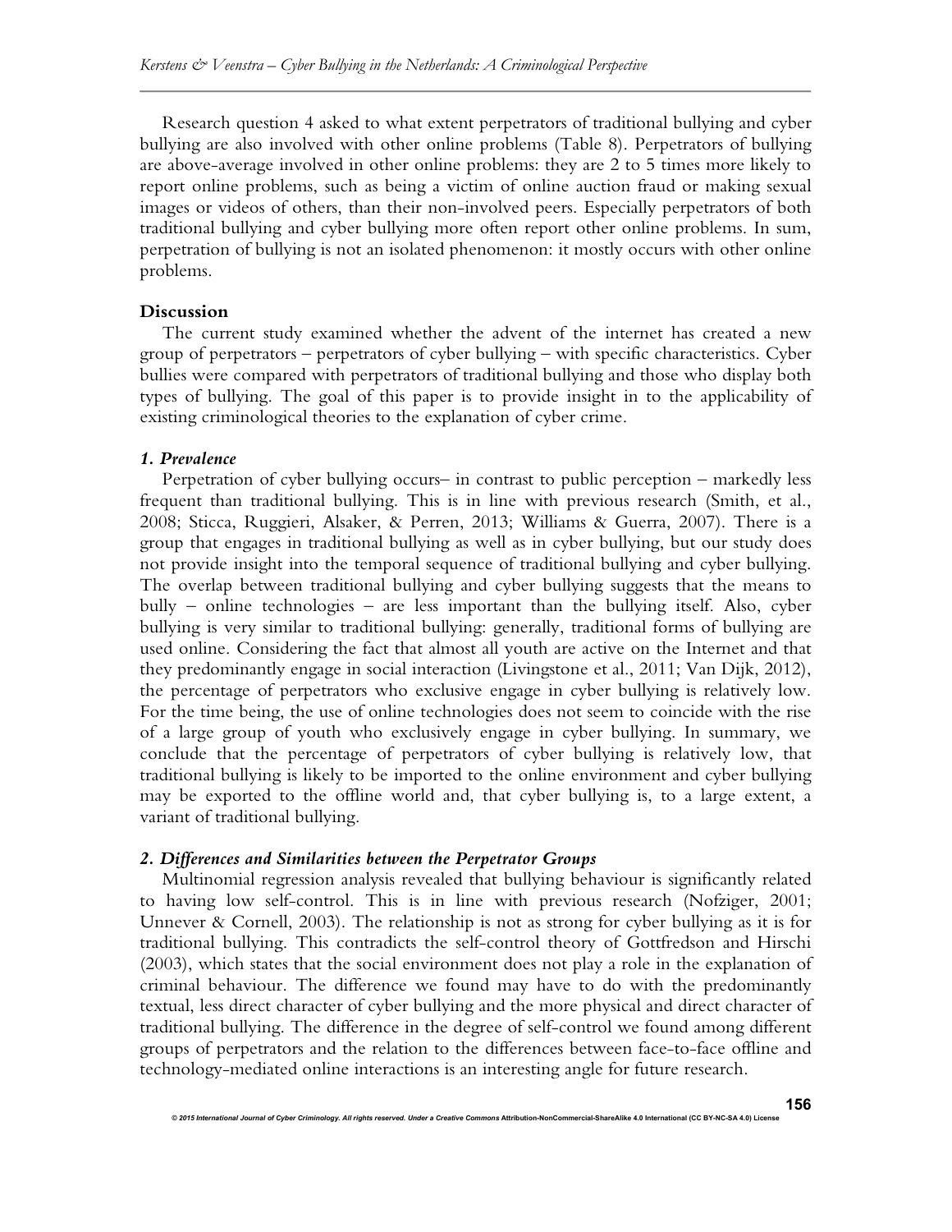Research question 4 asked to what extent perpetrators of traditional bullying and cyber bullying are also involved with other online problems (Table 8). Perpetrators of bullying are above-average involved in other online problems: they are 2 to 5 times more likely to report online problems, such as being a victim of online auction fraud or making sexual images or videos of others, than their non-involved peers. Especially perpetrators of both traditional bullying and cyber bullying more often report other online problems. In sum, perpetration of bullying is not an isolated phenomenon: it mostly occurs with other online problems.

## Discussion

The current study examined whether the advent of the internet has created a new group of perpetrators – perpetrators of cyber bullying – with specific characteristics. Cyber bullies were compared with perpetrators of traditional bullying and those who display both types of bullying. The goal of this paper is to provide insight in to the applicability of existing criminological theories to the explanation of cyber crime.

### *1. Prevalence*

Perpetration of cyber bullying occurs– in contrast to public perception – markedly less frequent than traditional bullying. This is in line with previous research (Smith, et al., 2008; Sticca, Ruggieri, Alsaker, & Perren, 2013; Williams & Guerra, 2007). There is a group that engages in traditional bullying as well as in cyber bullying, but our study does not provide insight into the temporal sequence of traditional bullying and cyber bullying. The overlap between traditional bullying and cyber bullying suggests that the means to bully – online technologies – are less important than the bullying itself. Also, cyber bullying is very similar to traditional bullying: generally, traditional forms of bullying are used online. Considering the fact that almost all youth are active on the Internet and that they predominantly engage in social interaction (Livingstone et al., 2011; Van Dijk, 2012), the percentage of perpetrators who exclusive engage in cyber bullying is relatively low. For the time being, the use of online technologies does not seem to coincide with the rise of a large group of youth who exclusively engage in cyber bullying. In summary, we conclude that the percentage of perpetrators of cyber bullying is relatively low, that traditional bullying is likely to be imported to the online environment and cyber bullying may be exported to the offline world and, that cyber bullying is, to a large extent, a variant of traditional bullying.

### *2. Differences and Similarities between the Perpetrator Groups*

Multinomial regression analysis revealed that bullying behaviour is significantly related to having low self-control. This is in line with previous research (Nofziger, 2001; Unnever & Cornell, 2003). The relationship is not as strong for cyber bullying as it is for traditional bullying. This contradicts the self-control theory of Gottfredson and Hirschi (2003), which states that the social environment does not play a role in the explanation of criminal behaviour. The difference we found may have to do with the predominantly textual, less direct character of cyber bullying and the more physical and direct character of traditional bullying. The difference in the degree of self-control we found among different groups of perpetrators and the relation to the differences between face-to-face offline and technology-mediated online interactions is an interesting angle for future research.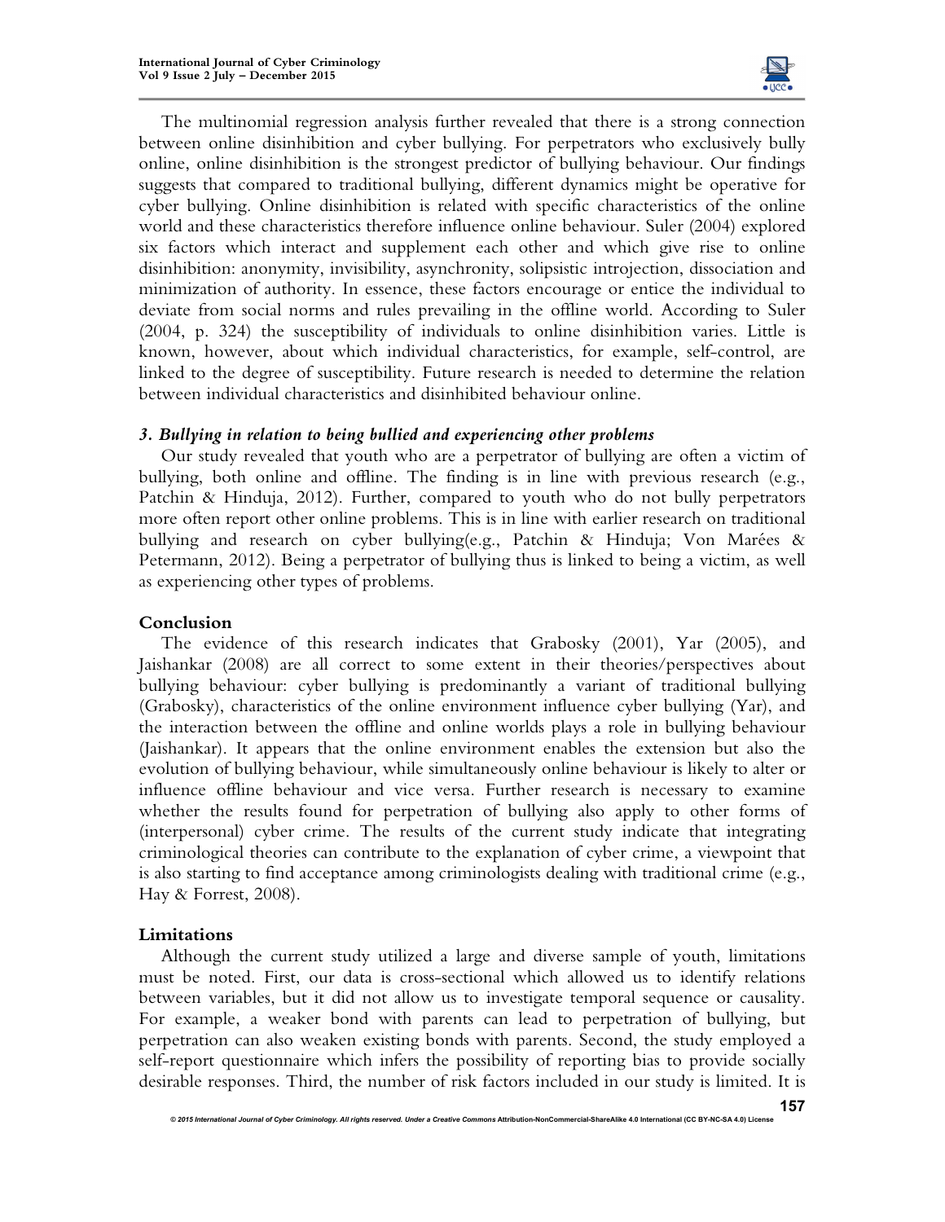The multinomial regression analysis further revealed that there is a strong connection between online disinhibition and cyber bullying. For perpetrators who exclusively bully online, online disinhibition is the strongest predictor of bullying behaviour. Our findings suggests that compared to traditional bullying, different dynamics might be operative for cyber bullying. Online disinhibition is related with specific characteristics of the online world and these characteristics therefore influence online behaviour. Suler (2004) explored six factors which interact and supplement each other and which give rise to online disinhibition: anonymity, invisibility, asynchronity, solipsistic introjection, dissociation and minimization of authority. In essence, these factors encourage or entice the individual to deviate from social norms and rules prevailing in the offline world. According to Suler (2004, p. 324) the susceptibility of individuals to online disinhibition varies. Little is known, however, about which individual characteristics, for example, self-control, are linked to the degree of susceptibility. Future research is needed to determine the relation between individual characteristics and disinhibited behaviour online.

### *3. Bullying in relation to being bullied and experiencing other problems*

Our study revealed that youth who are a perpetrator of bullying are often a victim of bullying, both online and offline. The finding is in line with previous research (e.g., Patchin & Hinduja, 2012). Further, compared to youth who do not bully perpetrators more often report other online problems. This is in line with earlier research on traditional bullying and research on cyber bullying(e.g., Patchin & Hinduja; Von Marées & Petermann, 2012). Being a perpetrator of bullying thus is linked to being a victim, as well as experiencing other types of problems.

## Conclusion

The evidence of this research indicates that Grabosky (2001), Yar (2005), and Jaishankar (2008) are all correct to some extent in their theories/perspectives about bullying behaviour: cyber bullying is predominantly a variant of traditional bullying (Grabosky), characteristics of the online environment influence cyber bullying (Yar), and the interaction between the offline and online worlds plays a role in bullying behaviour (Jaishankar). It appears that the online environment enables the extension but also the evolution of bullying behaviour, while simultaneously online behaviour is likely to alter or influence offline behaviour and vice versa. Further research is necessary to examine whether the results found for perpetration of bullying also apply to other forms of (interpersonal) cyber crime. The results of the current study indicate that integrating criminological theories can contribute to the explanation of cyber crime, a viewpoint that is also starting to find acceptance among criminologists dealing with traditional crime (e.g., Hay & Forrest, 2008).

## Limitations

Although the current study utilized a large and diverse sample of youth, limitations must be noted. First, our data is cross-sectional which allowed us to identify relations between variables, but it did not allow us to investigate temporal sequence or causality. For example, a weaker bond with parents can lead to perpetration of bullying, but perpetration can also weaken existing bonds with parents. Second, the study employed a self-report questionnaire which infers the possibility of reporting bias to provide socially desirable responses. Third, the number of risk factors included in our study is limited. It is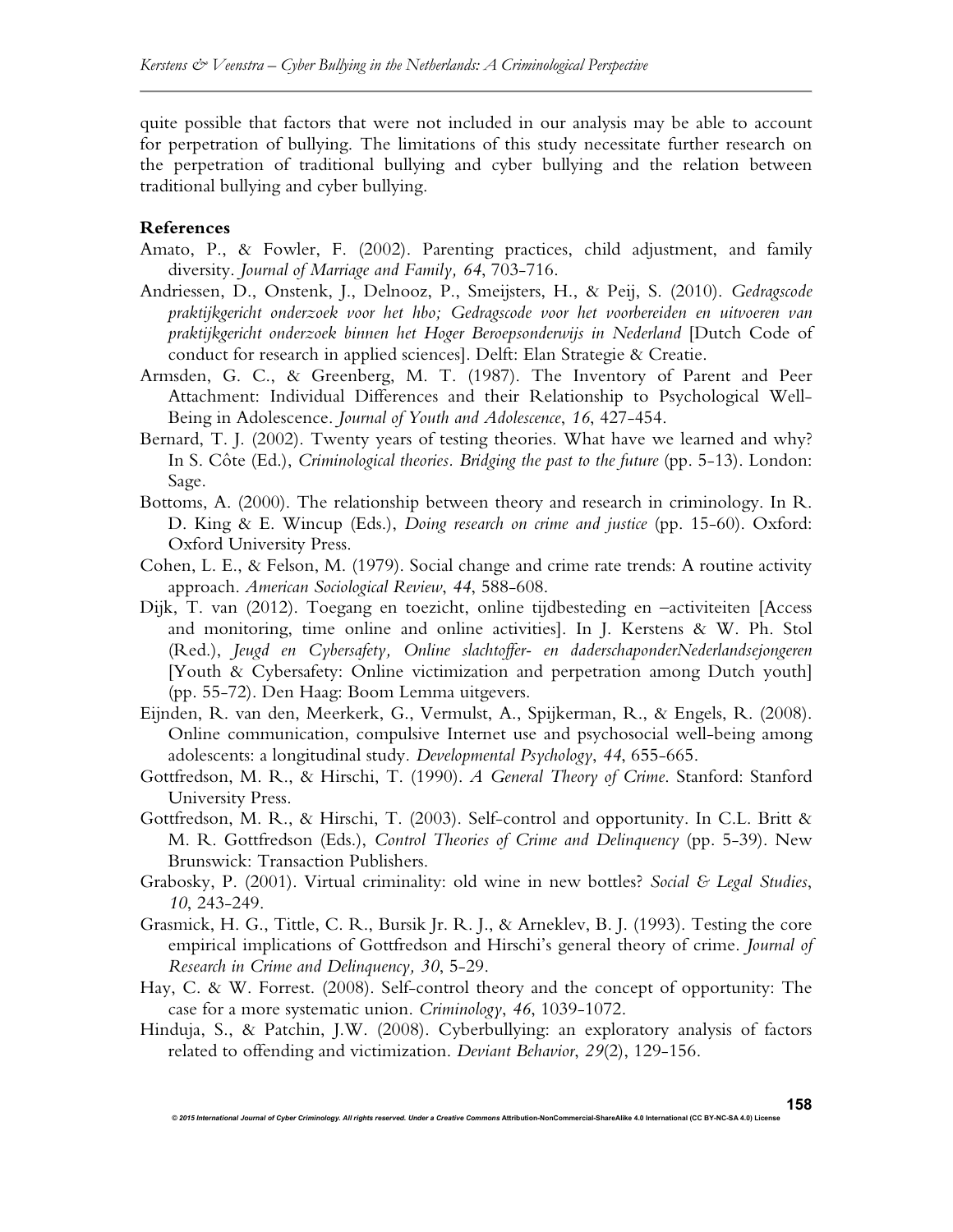quite possible that factors that were not included in our analysis may be able to account for perpetration of bullying. The limitations of this study necessitate further research on the perpetration of traditional bullying and cyber bullying and the relation between traditional bullying and cyber bullying.

**References**

Amato, P., & Fowler, F. (2002). Parenting practices, child adjustment, and family diversity. *Journal of Marriage and Family, 64*, 703-716.

Andriessen, D., Onstenk, J., Delnooz, P., Smeijsters, H., & Peij, S. (2010). *Gedragscode praktijkgericht onderzoek voor het hbo; Gedragscode voor het voorbereiden en uitvoeren van praktijkgericht onderzoek binnen het Hoger Beroepsonderwijs in Nederland* [Dutch Code of conduct for research in applied sciences]. Delft: Elan Strategie & Creatie.

Armsden, G. C., & Greenberg, M. T. (1987). The Inventory of Parent and Peer Attachment: Individual Differences and their Relationship to Psychological Well-Being in Adolescence. *Journal of Youth and Adolescence*, *16*, 427-454.

Bernard, T. J. (2002). Twenty years of testing theories. What have we learned and why? In S. Côte (Ed.), *Criminological theories. Bridging the past to the future* (pp. 5-13). London: Sage.

Bottoms, A. (2000). The relationship between theory and research in criminology. In R. D. King & E. Wincup (Eds.), *Doing research on crime and justice* (pp. 15-60). Oxford: Oxford University Press.

Cohen, L. E., & Felson, M. (1979). Social change and crime rate trends: A routine activity approach. *American Sociological Review*, *44*, 588-608.

Dijk, T. van (2012). Toegang en toezicht, online tijdbesteding en –activiteiten [Access and monitoring, time online and online activities]. In J. Kerstens & W. Ph. Stol (Red.), *Jeugd en Cybersafety, Online slachtoffer- en daderschaponderNederlandsejongeren* [Youth & Cybersafety: Online victimization and perpetration among Dutch youth] (pp. 55-72). Den Haag: Boom Lemma uitgevers.

Eijnden, R. van den, Meerkerk, G., Vermulst, A., Spijkerman, R., & Engels, R. (2008). Online communication, compulsive Internet use and psychosocial well-being among adolescents: a longitudinal study. *Developmental Psychology*, *44*, 655-665.

Gottfredson, M. R., & Hirschi, T. (1990). *A General Theory of Crime*. Stanford: Stanford University Press.

Gottfredson, M. R., & Hirschi, T. (2003). Self-control and opportunity. In C.L. Britt & M. R. Gottfredson (Eds.), *Control Theories of Crime and Delinquency* (pp. 5-39). New Brunswick: Transaction Publishers.

Grabosky, P. (2001). Virtual criminality: old wine in new bottles? *Social & Legal Studies*, *10*, 243-249.

Grasmick, H. G., Tittle, C. R., Bursik Jr. R. J., & Arneklev, B. J. (1993). Testing the core empirical implications of Gottfredson and Hirschi's general theory of crime. *Journal of Research in Crime and Delinquency, 30*, 5-29.

Hay, C. & W. Forrest. (2008). Self-control theory and the concept of opportunity: The case for a more systematic union. *Criminology*, *46*, 1039-1072.

Hinduja, S., & Patchin, J.W. (2008). Cyberbullying: an exploratory analysis of factors related to offending and victimization. *Deviant Behavior*, *29*(2), 129-156.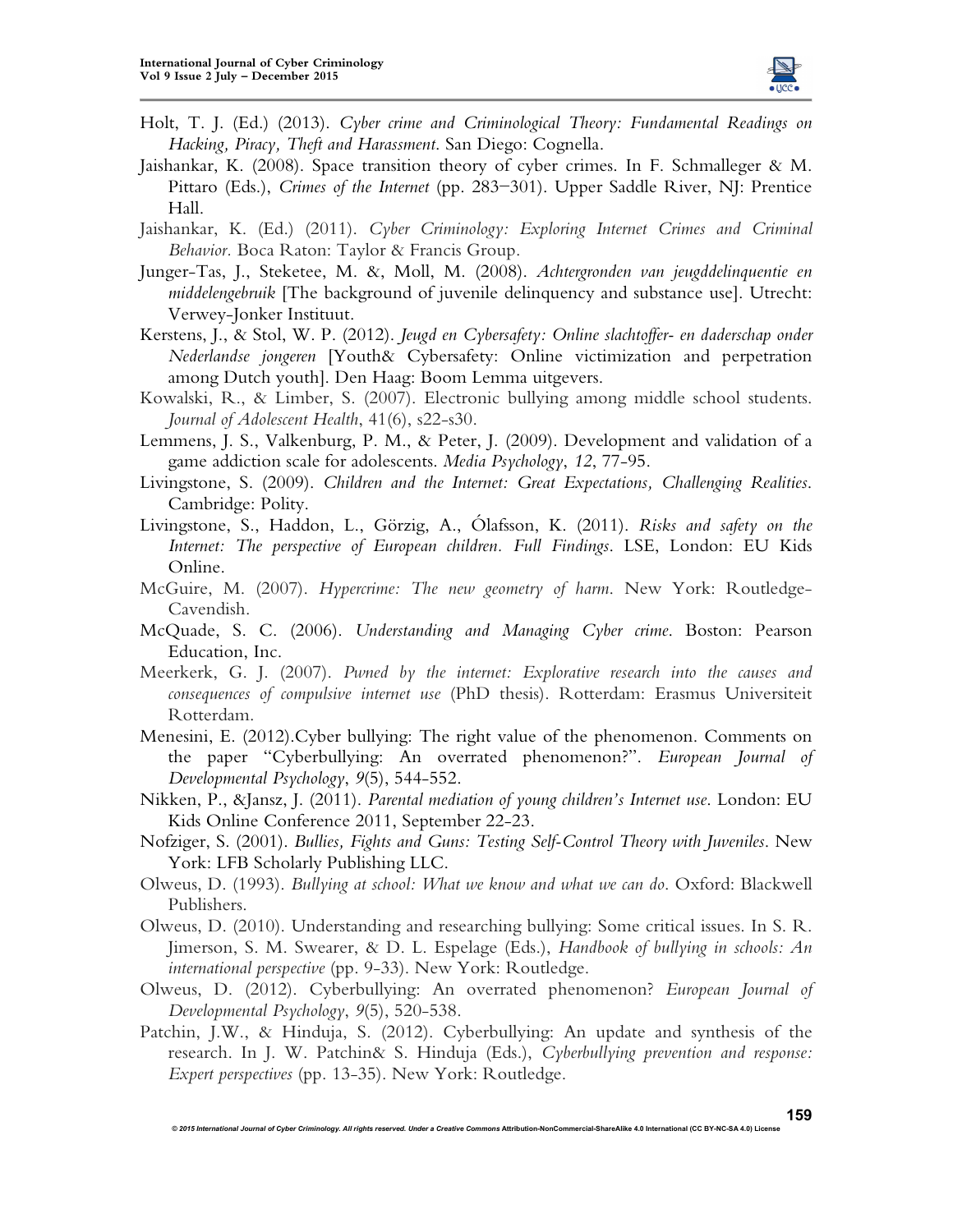Holt, T. J. (Ed.) (2013). *Cyber crime and Criminological Theory: Fundamental Readings on Hacking, Piracy, Theft and Harassment*. San Diego: Cognella.

Jaishankar, K. (2008). Space transition theory of cyber crimes. In F. Schmalleger & M. Pittaro (Eds.), *Crimes of the Internet* (pp. 283–301). Upper Saddle River, NJ: Prentice Hall.

Jaishankar, K. (Ed.) (2011). *Cyber Criminology: Exploring Internet Crimes and Criminal Behavior.* Boca Raton: Taylor & Francis Group.

Junger-Tas, J., Steketee, M. &, Moll, M. (2008). *Achtergronden van jeugddelinquentie en middelengebruik* [The background of juvenile delinquency and substance use]. Utrecht: Verwey-Jonker Instituut.

Kerstens, J., & Stol, W. P. (2012). *Jeugd en Cybersafety: Online slachtoffer- en daderschap onder Nederlandse jongeren* [Youth& Cybersafety: Online victimization and perpetration among Dutch youth]. Den Haag: Boom Lemma uitgevers.

Kowalski, R., & Limber, S. (2007). Electronic bullying among middle school students. *Journal of Adolescent Health*, 41(6), s22-s30.

Lemmens, J. S., Valkenburg, P. M., & Peter, J. (2009). Development and validation of a game addiction scale for adolescents. *Media Psychology*, *12*, 77-95.

Livingstone, S. (2009). *Children and the Internet: Great Expectations, Challenging Realities*. Cambridge: Polity.

Livingstone, S., Haddon, L., Görzig, A., Ólafsson, K. (2011). *Risks and safety on the Internet: The perspective of European children. Full Findings*. LSE, London: EU Kids Online.

McGuire, M. (2007). *Hypercrime: The new geometry of harm*. New York: Routledge-Cavendish.

McQuade, S. C. (2006). *Understanding and Managing Cyber crime*. Boston: Pearson Education, Inc.

Meerkerk, G. J. (2007). *Pwned by the internet: Explorative research into the causes and consequences of compulsive internet use* (PhD thesis). Rotterdam: Erasmus Universiteit Rotterdam.

Menesini, E. (2012).Cyber bullying: The right value of the phenomenon. Comments on the paper "Cyberbullying: An overrated phenomenon?". *European Journal of Developmental Psychology*, *9*(5), 544-552.

Nikken, P., &Jansz, J. (2011). *Parental mediation of young children's Internet use*. London: EU Kids Online Conference 2011, September 22-23.

Nofziger, S. (2001). *Bullies, Fights and Guns: Testing Self-Control Theory with Juveniles*. New York: LFB Scholarly Publishing LLC.

Olweus, D. (1993). *Bullying at school: What we know and what we can do*. Oxford: Blackwell Publishers.

Olweus, D. (2010). Understanding and researching bullying: Some critical issues. In S. R. Jimerson, S. M. Swearer, & D. L. Espelage (Eds.), *Handbook of bullying in schools: An international perspective* (pp. 9-33). New York: Routledge.

Olweus, D. (2012). Cyberbullying: An overrated phenomenon? *European Journal of Developmental Psychology*, *9*(5), 520-538.

Patchin, J.W., & Hinduja, S. (2012). Cyberbullying: An update and synthesis of the research. In J. W. Patchin& S. Hinduja (Eds.), *Cyberbullying prevention and response: Expert perspectives* (pp. 13-35). New York: Routledge.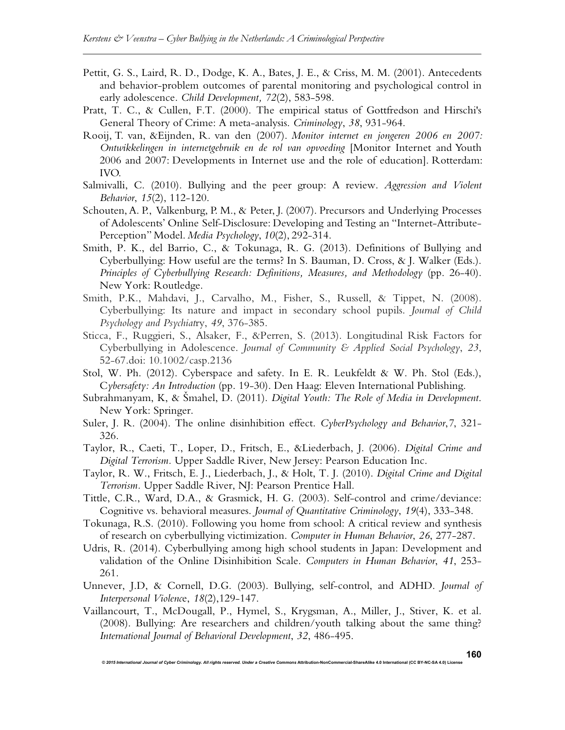Pettit, G. S., Laird, R. D., Dodge, K. A., Bates, J. E., & Criss, M. M. (2001). Antecedents and behavior-problem outcomes of parental monitoring and psychological control in early adolescence. *Child Development, 72*(2), 583-598.

Pratt, T. C., & Cullen, F.T. (2000). The empirical status of Gottfredson and Hirschi's General Theory of Crime: A meta-analysis. *Criminology*, *38*, 931-964.

Rooij, T. van, &Eijnden, R. van den (2007). *Monitor internet en jongeren 2006 en 2007: Ontwikkelingen in internetgebruik en de rol van opvoeding* [Monitor Internet and Youth 2006 and 2007: Developments in Internet use and the role of education]. Rotterdam: IVO.

Salmivalli, C. (2010). Bullying and the peer group: A review. *Aggression and Violent Behavior*, *15*(2), 112-120.

Schouten, A. P., Valkenburg, P. M., & Peter, J. (2007). Precursors and Underlying Processes of Adolescents' Online Self-Disclosure: Developing and Testing an "Internet-Attribute-Perception" Model. *Media Psychology*, *10*(2), 292-314.

Smith, P. K., del Barrio, C., & Tokunaga, R. G. (2013). Definitions of Bullying and Cyberbullying: How useful are the terms? In S. Bauman, D. Cross, & J. Walker (Eds.). *Principles of Cyberbullying Research: Definitions, Measures, and Methodology* (pp. 26-40). New York: Routledge.

Smith, P.K., Mahdavi, J., Carvalho, M., Fisher, S., Russell, & Tippet, N. (2008). Cyberbullying: Its nature and impact in secondary school pupils. *Journal of Child Psychology and Psychiat*ry, *49*, 376-385.

Sticca, F., Ruggieri, S., Alsaker, F., &Perren, S. (2013). Longitudinal Risk Factors for Cyberbullying in Adolescence. *Journal of Community & Applied Social Psychology*, *23*, 52-67.doi: 10.1002/casp.2136

Stol, W. Ph. (2012). Cyberspace and safety. In E. R. Leukfeldt & W. Ph. Stol (Eds.), *Cybersafety: An Introduction* (pp. 19-30). Den Haag: Eleven International Publishing.

Subrahmanyam, K, & Šmahel, D. (2011). *Digital Youth: The Role of Media in Development*. New York: Springer.

Suler, J. R. (2004). The online disinhibition effect. *CyberPsychology and Behavior*,7, 321-326.

Taylor, R., Caeti, T., Loper, D., Fritsch, E., &Liederbach, J. (2006). *Digital Crime and Digital Terrorism*. Upper Saddle River, New Jersey: Pearson Education Inc.

Taylor, R. W., Fritsch, E. J., Liederbach, J., & Holt, T. J. (2010). *Digital Crime and Digital Terrorism*. Upper Saddle River, NJ: Pearson Prentice Hall.

Tittle, C.R., Ward, D.A., & Grasmick, H. G. (2003). Self-control and crime/deviance: Cognitive vs. behavioral measures. *Journal of Quantitative Criminology*, *19*(4), 333-348.

Tokunaga, R.S. (2010). Following you home from school: A critical review and synthesis of research on cyberbullying victimization. *Computer in Human Behavior*, *26*, 277-287.

Udris, R. (2014). Cyberbullying among high school students in Japan: Development and validation of the Online Disinhibition Scale. *Computers in Human Behavior*, *41*, 253-261.

Unnever, J.D, & Cornell, D.G. (2003). Bullying, self-control, and ADHD. *Journal of Interpersonal Violenc*e, *18*(2),129-147.

Vaillancourt, T., McDougall, P., Hymel, S., Krygsman, A., Miller, J., Stiver, K. et al. (2008). Bullying: Are researchers and children/youth talking about the same thing? *International Journal of Behavioral Development*, *32*, 486-495.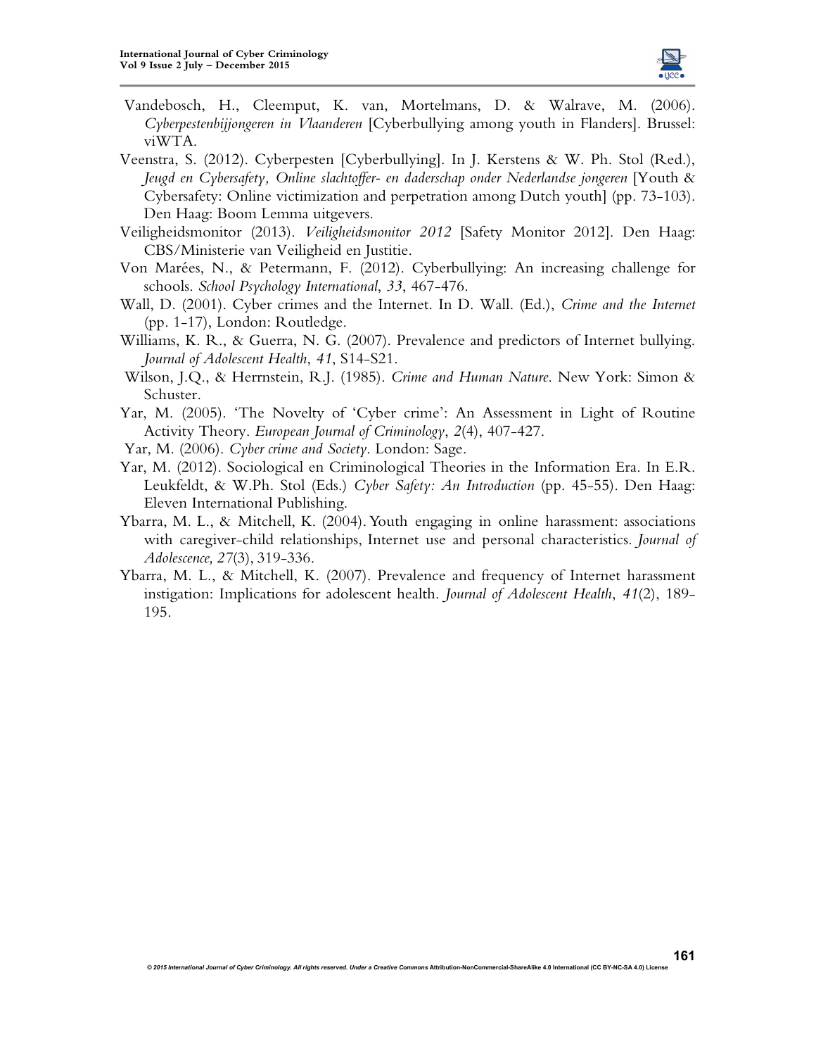Vandebosch, H., Cleemput, K. van, Mortelmans, D. & Walrave, M. (2006). *Cyberpestenbijjongeren in Vlaanderen* [Cyberbullying among youth in Flanders]. Brussel: viWTA.

Veenstra, S. (2012). Cyberpesten [Cyberbullying]. In J. Kerstens & W. Ph. Stol (Red.), *Jeugd en Cybersafety, Online slachtoffer- en daderschap onder Nederlandse jongeren* [Youth & Cybersafety: Online victimization and perpetration among Dutch youth] (pp. 73-103). Den Haag: Boom Lemma uitgevers.

Veiligheidsmonitor (2013). *Veiligheidsmonitor 2012* [Safety Monitor 2012]. Den Haag: CBS/Ministerie van Veiligheid en Justitie.

Von Marées, N., & Petermann, F. (2012). Cyberbullying: An increasing challenge for schools. *School Psychology International*, *33*, 467-476.

Wall, D. (2001). Cyber crimes and the Internet. In D. Wall. (Ed.), *Crime and the Internet* (pp. 1-17), London: Routledge.

Williams, K. R., & Guerra, N. G. (2007). Prevalence and predictors of Internet bullying. *Journal of Adolescent Health*, *41*, S14-S21.

Wilson, J.Q., & Herrnstein, R.J. (1985). *Crime and Human Nature*. New York: Simon & Schuster.

Yar, M. (2005). 'The Novelty of 'Cyber crime': An Assessment in Light of Routine Activity Theory. *European Journal of Criminology*, *2*(4), 407-427.

Yar, M. (2006). *Cyber crime and Society*. London: Sage.

Yar, M. (2012). Sociological en Criminological Theories in the Information Era. In E.R. Leukfeldt, & W.Ph. Stol (Eds.) *Cyber Safety: An Introduction* (pp. 45-55). Den Haag: Eleven International Publishing.

Ybarra, M. L., & Mitchell, K. (2004). Youth engaging in online harassment: associations with caregiver-child relationships, Internet use and personal characteristics. *Journal of Adolescence, 27*(3), 319-336.

Ybarra, M. L., & Mitchell, K. (2007). Prevalence and frequency of Internet harassment instigation: Implications for adolescent health. *Journal of Adolescent Health*, *41*(2), 189-195.